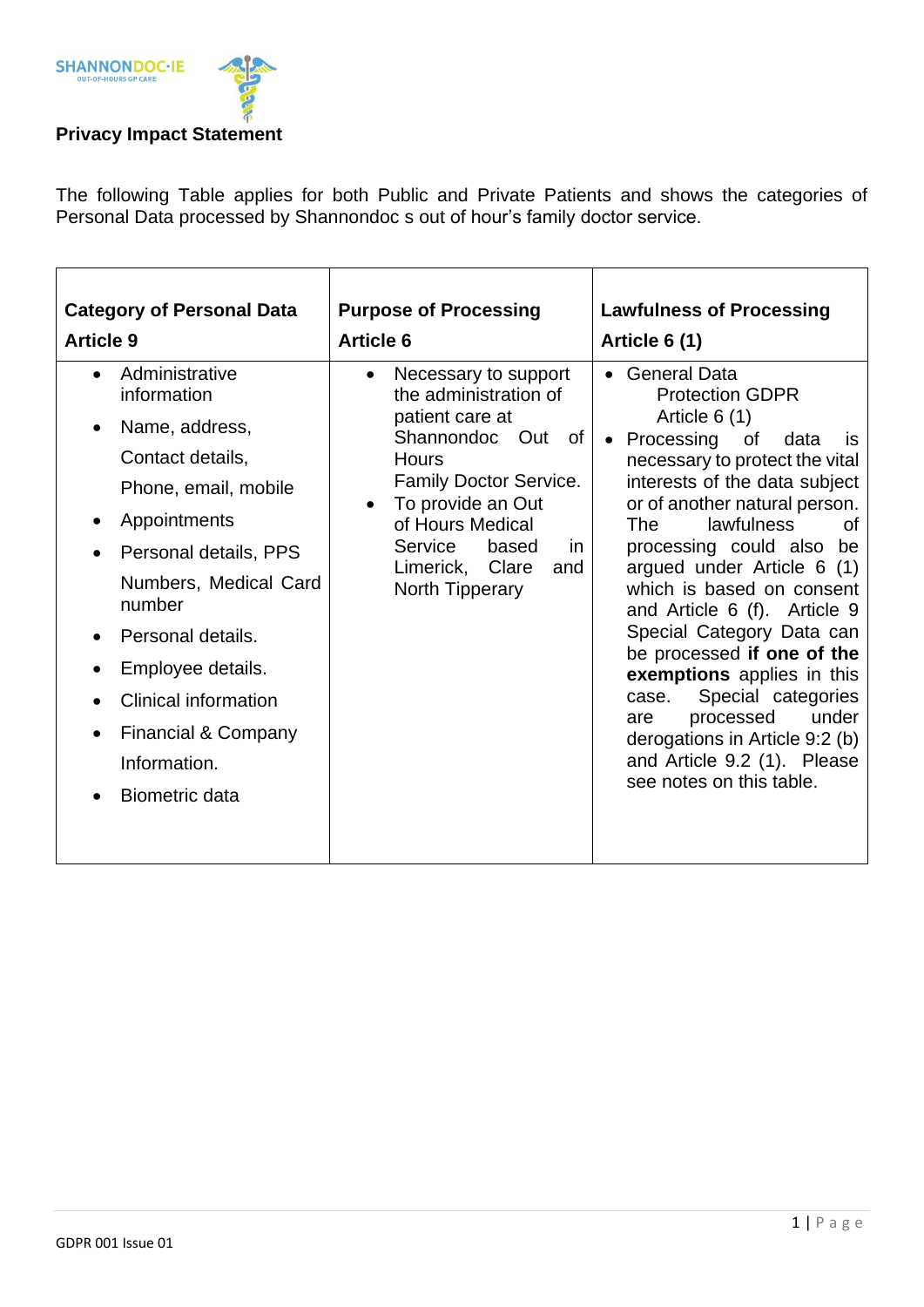SHANNONDOC·IE
OUT-OF-HOURS GP CARE

**Privacy Impact Statement**

The following Table applies for both Public and Private Patients and shows the categories of Personal Data processed by Shannondoc s out of hour's family doctor service.

| **Category of Personal Data Article 9** | **Purpose of Processing Article 6** | **Lawfulness of Processing Article 6 (1)** |
|---|---|---|
| • Administrative information<br>• Name, address, Contact details, Phone, email, mobile<br>• Appointments<br>• Personal details, PPS Numbers, Medical Card number<br>• Personal details.<br>• Employee details.<br>• Clinical information<br>• Financial & Company Information.<br>• Biometric data | • Necessary to support the administration of patient care at Shannondoc Out of Hours Family Doctor Service.<br>• To provide an Out of Hours Medical Service based in Limerick, Clare and North Tipperary | • General Data Protection GDPR Article 6 (1)<br>• Processing of data is necessary to protect the vital interests of the data subject or of another natural person. The lawfulness of processing could also be argued under Article 6 (1) which is based on consent and Article 6 (f). Article 9 Special Category Data can be processed **if one of the exemptions** applies in this case. Special categories are processed under derogations in Article 9:2 (b) and Article 9.2 (1). Please see notes on this table. |

GDPR 001 Issue 01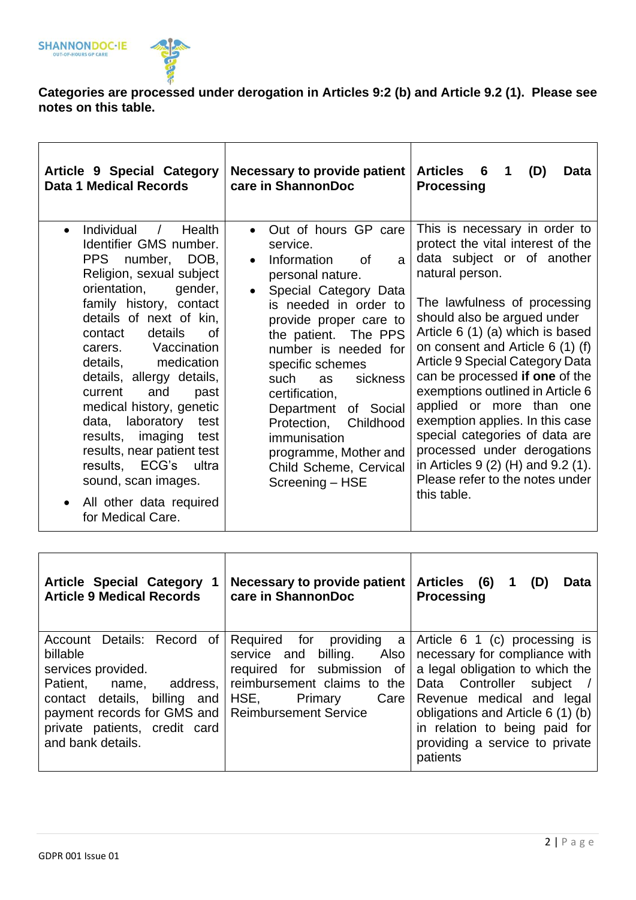**Categories are processed under derogation in Articles 9:2 (b) and Article 9.2 (1). Please see notes on this table.**

| Article 9 Special Category Data 1 Medical Records | Necessary to provide patient care in ShannonDoc | Articles 6 1 (D) Data Processing |
|---|---|---|
| • Individual / Health Identifier GMS number. PPS number, DOB, Religion, sexual subject orientation, gender, family history, contact details of next of kin, contact details of carers. Vaccination details, medication details, allergy details, current and past medical history, genetic data, laboratory test results, imaging test results, near patient test results, ECG's ultra sound, scan images.<br>• All other data required for Medical Care. | • Out of hours GP care service.<br>• Information of a personal nature.<br>• Special Category Data is needed in order to provide proper care to the patient. The PPS number is needed for specific schemes such as sickness certification, Department of Social Protection, Childhood immunisation programme, Mother and Child Scheme, Cervical Screening – HSE | This is necessary in order to protect the vital interest of the data subject or of another natural person.<br><br>The lawfulness of processing should also be argued under Article 6 (1) (a) which is based on consent and Article 6 (1) (f) Article 9 Special Category Data can be processed **if one** of the exemptions outlined in Article 6 applied or more than one exemption applies. In this case special categories of data are processed under derogations in Articles 9 (2) (H) and 9.2 (1). Please refer to the notes under this table. |

| Article Special Category 1 Article 9 Medical Records | Necessary to provide patient care in ShannonDoc | Articles (6) 1 (D) Data Processing |
|---|---|---|
| Account Details: Record of billable services provided.<br>Patient, name, address, contact details, billing and payment records for GMS and private patients, credit card and bank details. | Required for providing a service and billing. Also required for submission of reimbursement claims to the HSE, Primary Care Reimbursement Service | Article 6 1 (c) processing is necessary for compliance with a legal obligation to which the Data Controller subject / Revenue medical and legal obligations and Article 6 (1) (b) in relation to being paid for providing a service to private patients |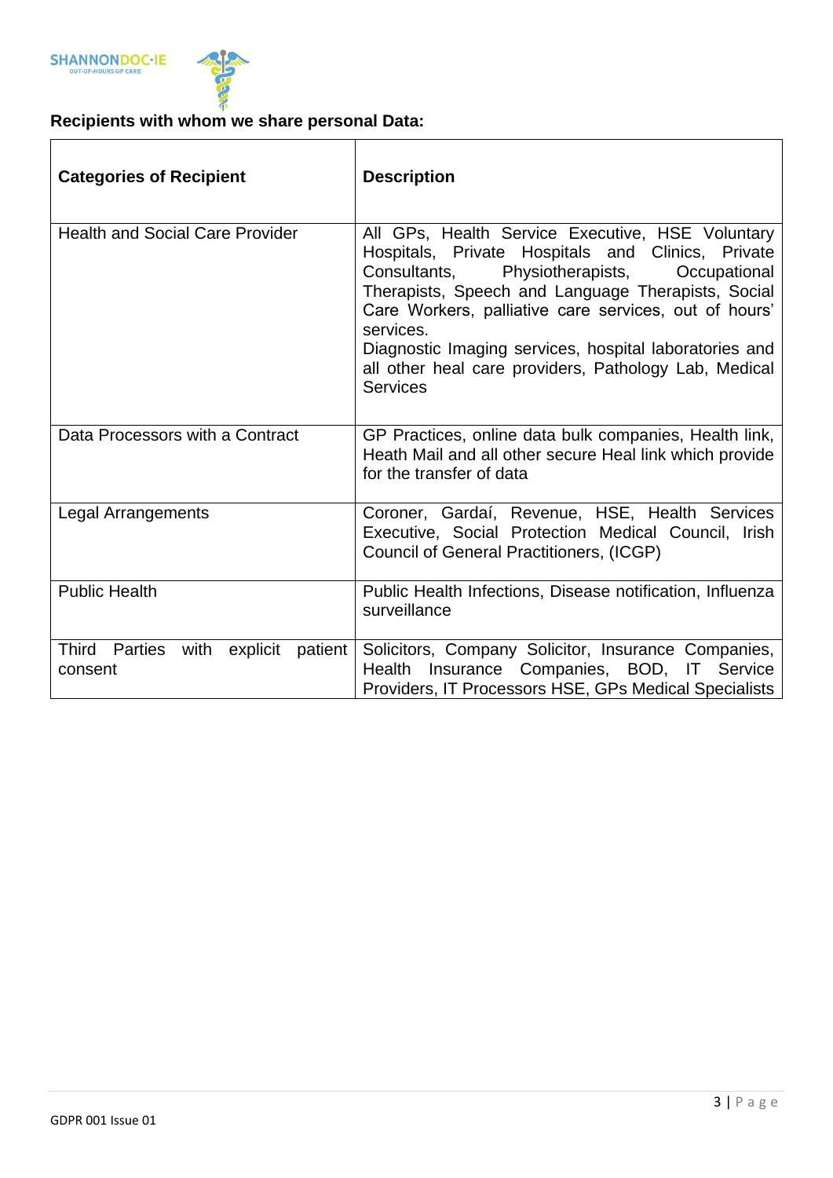**Recipients with whom we share personal Data:**

| Categories of Recipient | Description |
|---|---|
| Health and Social Care Provider | All GPs, Health Service Executive, HSE Voluntary Hospitals, Private Hospitals and Clinics, Private Consultants, Physiotherapists, Occupational Therapists, Speech and Language Therapists, Social Care Workers, palliative care services, out of hours' services.<br>Diagnostic Imaging services, hospital laboratories and all other heal care providers, Pathology Lab, Medical Services |
| Data Processors with a Contract | GP Practices, online data bulk companies, Health link, Heath Mail and all other secure Heal link which provide for the transfer of data |
| Legal Arrangements | Coroner, Gardaí, Revenue, HSE, Health Services Executive, Social Protection Medical Council, Irish Council of General Practitioners, (ICGP) |
| Public Health | Public Health Infections, Disease notification, Influenza surveillance |
| Third Parties with explicit patient consent | Solicitors, Company Solicitor, Insurance Companies, Health Insurance Companies, BOD, IT Service Providers, IT Processors HSE, GPs Medical Specialists |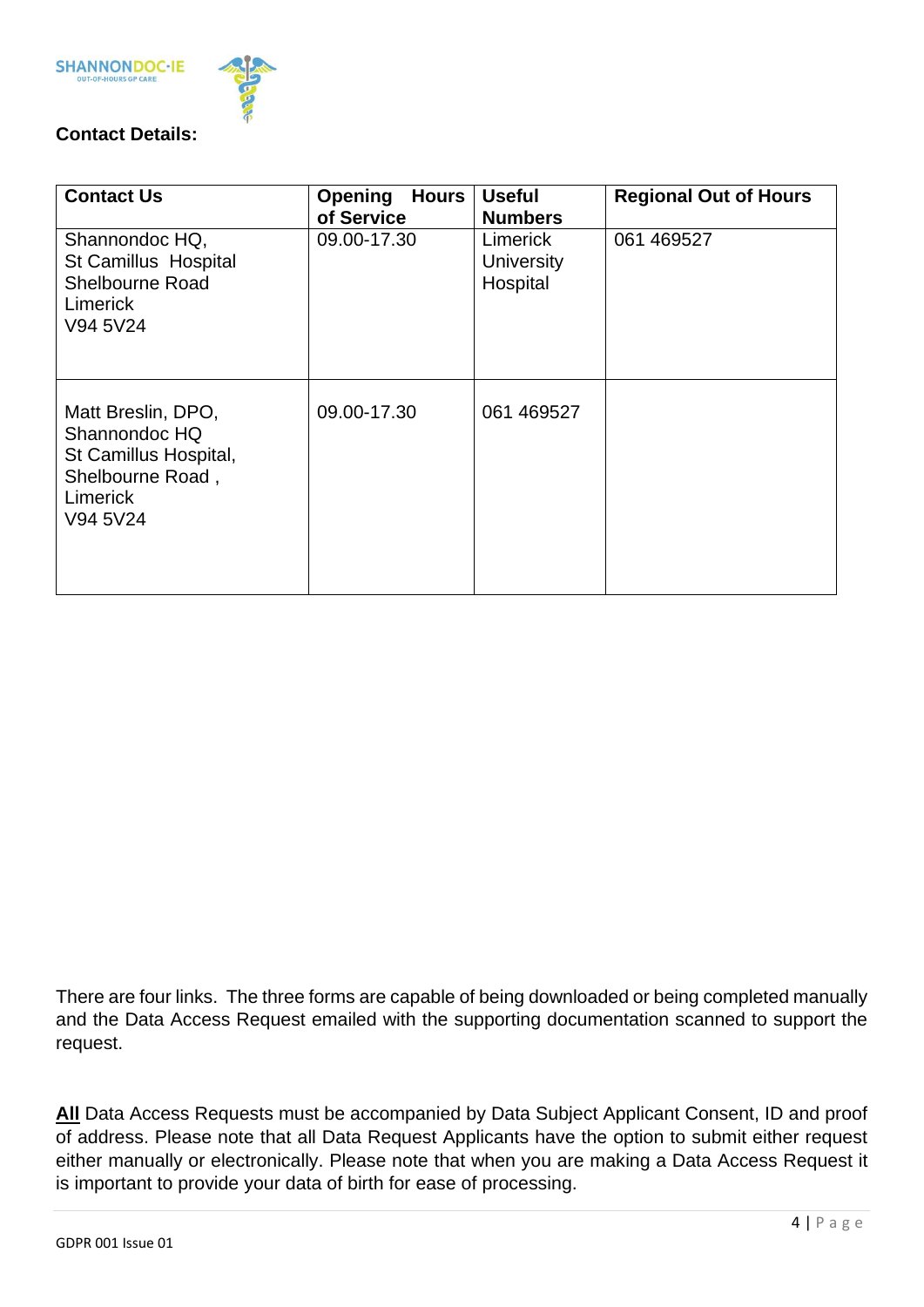**Contact Details:**

| Contact Us | Opening Hours of Service | Useful Numbers | Regional Out of Hours |
|---|---|---|---|
| Shannondoc HQ, St Camillus Hospital Shelbourne Road Limerick V94 5V24 | 09.00-17.30 | Limerick University Hospital | 061 469527 |
| Matt Breslin, DPO, Shannondoc HQ St Camillus Hospital, Shelbourne Road , Limerick V94 5V24 | 09.00-17.30 | 061 469527 | |

There are four links. The three forms are capable of being downloaded or being completed manually and the Data Access Request emailed with the supporting documentation scanned to support the request.

**All** Data Access Requests must be accompanied by Data Subject Applicant Consent, ID and proof of address. Please note that all Data Request Applicants have the option to submit either request either manually or electronically. Please note that when you are making a Data Access Request it is important to provide your data of birth for ease of processing.

GDPR 001 Issue 01